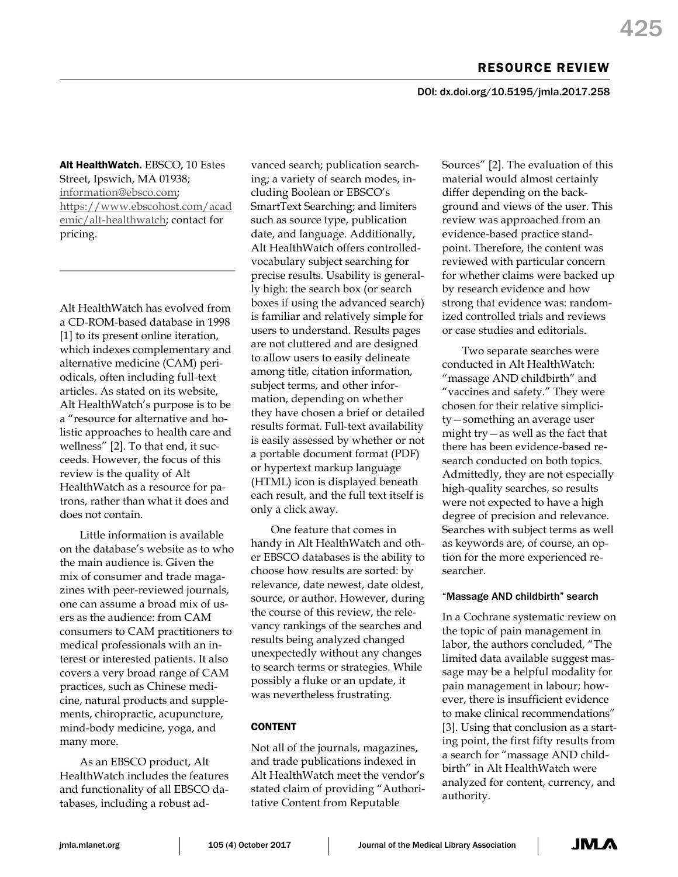RESOURCE REVIEW

DOI: dx.doi.org/10.5195/jmla.2017.258

**Alt HealthWatch.** EBSCO, 10 Estes Street, Ipswich, MA 01938; information@ebsco.com; https://www.ebscohost.com/academic/alt-healthwatch; contact for pricing.

---

Alt HealthWatch has evolved from a CD-ROM-based database in 1998 [1] to its present online iteration, which indexes complementary and alternative medicine (CAM) periodicals, often including full-text articles. As stated on its website, Alt HealthWatch's purpose is to be a "resource for alternative and holistic approaches to health care and wellness" [2]. To that end, it succeeds. However, the focus of this review is the quality of Alt HealthWatch as a resource for patrons, rather than what it does and does not contain.

Little information is available on the database's website as to who the main audience is. Given the mix of consumer and trade magazines with peer-reviewed journals, one can assume a broad mix of users as the audience: from CAM consumers to CAM practitioners to medical professionals with an interest or interested patients. It also covers a very broad range of CAM practices, such as Chinese medicine, natural products and supplements, chiropractic, acupuncture, mind-body medicine, yoga, and many more.

As an EBSCO product, Alt HealthWatch includes the features and functionality of all EBSCO databases, including a robust advanced search; publication searching; a variety of search modes, including Boolean or EBSCO's SmartText Searching; and limiters such as source type, publication date, and language. Additionally, Alt HealthWatch offers controlled-vocabulary subject searching for precise results. Usability is generally high: the search box (or search boxes if using the advanced search) is familiar and relatively simple for users to understand. Results pages are not cluttered and are designed to allow users to easily delineate among title, citation information, subject terms, and other information, depending on whether they have chosen a brief or detailed results format. Full-text availability is easily assessed by whether or not a portable document format (PDF) or hypertext markup language (HTML) icon is displayed beneath each result, and the full text itself is only a click away.

One feature that comes in handy in Alt HealthWatch and other EBSCO databases is the ability to choose how results are sorted: by relevance, date newest, date oldest, source, or author. However, during the course of this review, the relevancy rankings of the searches and results being analyzed changed unexpectedly without any changes to search terms or strategies. While possibly a fluke or an update, it was nevertheless frustrating.

## CONTENT

Not all of the journals, magazines, and trade publications indexed in Alt HealthWatch meet the vendor's stated claim of providing "Authoritative Content from Reputable Sources" [2]. The evaluation of this material would almost certainly differ depending on the background and views of the user. This review was approached from an evidence-based practice standpoint. Therefore, the content was reviewed with particular concern for whether claims were backed up by research evidence and how strong that evidence was: randomized controlled trials and reviews or case studies and editorials.

Two separate searches were conducted in Alt HealthWatch: "massage AND childbirth" and "vaccines and safety." They were chosen for their relative simplicity—something an average user might try—as well as the fact that there has been evidence-based research conducted on both topics. Admittedly, they are not especially high-quality searches, so results were not expected to have a high degree of precision and relevance. Searches with subject terms as well as keywords are, of course, an option for the more experienced researcher.

### "Massage AND childbirth" search

In a Cochrane systematic review on the topic of pain management in labor, the authors concluded, "The limited data available suggest massage may be a helpful modality for pain management in labour; however, there is insufficient evidence to make clinical recommendations" [3]. Using that conclusion as a starting point, the first fifty results from a search for "massage AND childbirth" in Alt HealthWatch were analyzed for content, currency, and authority.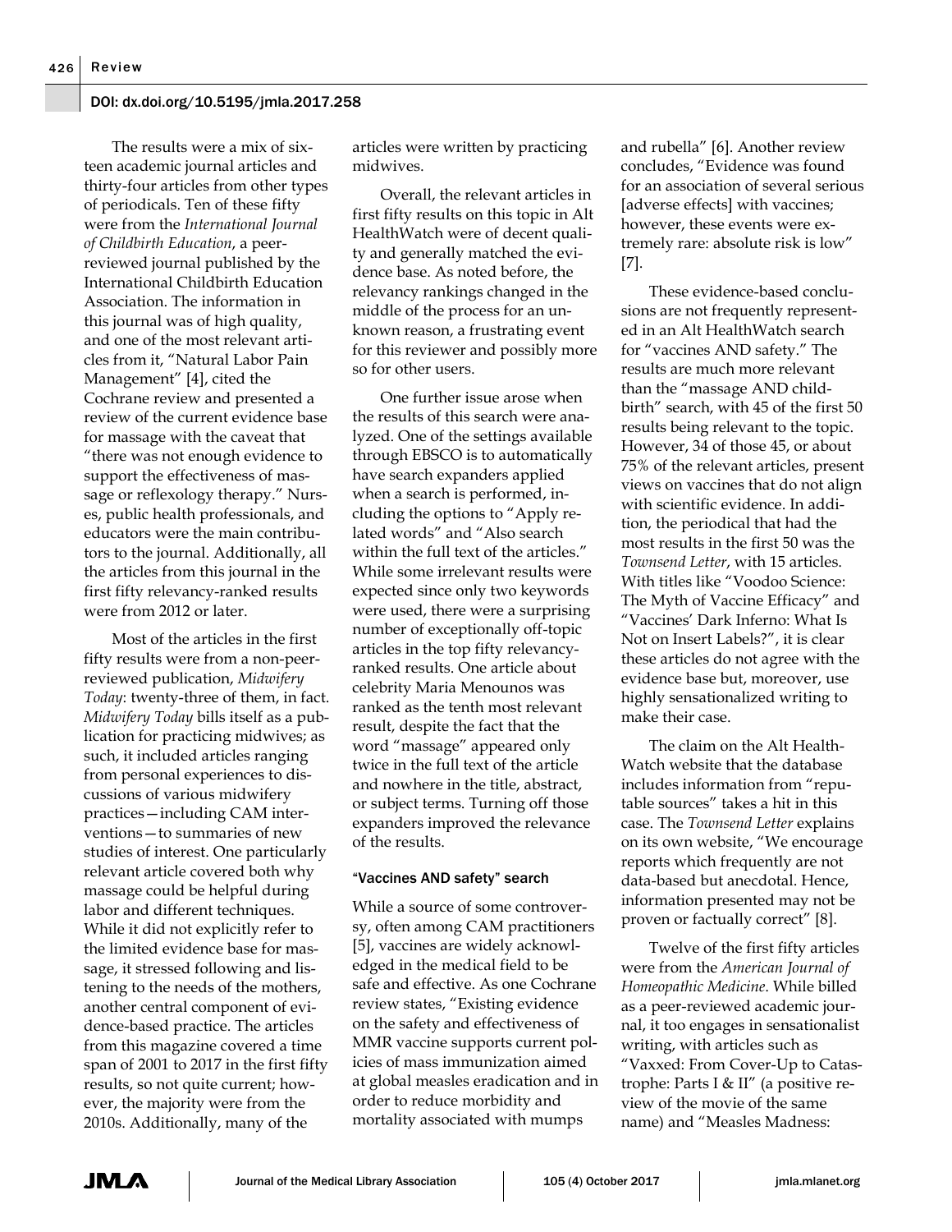The results were a mix of sixteen academic journal articles and thirty-four articles from other types of periodicals. Ten of these fifty were from the *International Journal of Childbirth Education*, a peer-reviewed journal published by the International Childbirth Education Association. The information in this journal was of high quality, and one of the most relevant articles from it, "Natural Labor Pain Management" [4], cited the Cochrane review and presented a review of the current evidence base for massage with the caveat that "there was not enough evidence to support the effectiveness of massage or reflexology therapy." Nurses, public health professionals, and educators were the main contributors to the journal. Additionally, all the articles from this journal in the first fifty relevancy-ranked results were from 2012 or later.

Most of the articles in the first fifty results were from a non-peer-reviewed publication, *Midwifery Today*: twenty-three of them, in fact. *Midwifery Today* bills itself as a publication for practicing midwives; as such, it included articles ranging from personal experiences to discussions of various midwifery practices—including CAM interventions—to summaries of new studies of interest. One particularly relevant article covered both why massage could be helpful during labor and different techniques. While it did not explicitly refer to the limited evidence base for massage, it stressed following and listening to the needs of the mothers, another central component of evidence-based practice. The articles from this magazine covered a time span of 2001 to 2017 in the first fifty results, so not quite current; however, the majority were from the 2010s. Additionally, many of the articles were written by practicing midwives.

Overall, the relevant articles in first fifty results on this topic in Alt HealthWatch were of decent quality and generally matched the evidence base. As noted before, the relevancy rankings changed in the middle of the process for an unknown reason, a frustrating event for this reviewer and possibly more so for other users.

One further issue arose when the results of this search were analyzed. One of the settings available through EBSCO is to automatically have search expanders applied when a search is performed, including the options to "Apply related words" and "Also search within the full text of the articles." While some irrelevant results were expected since only two keywords were used, there were a surprising number of exceptionally off-topic articles in the top fifty relevancy-ranked results. One article about celebrity Maria Menounos was ranked as the tenth most relevant result, despite the fact that the word "massage" appeared only twice in the full text of the article and nowhere in the title, abstract, or subject terms. Turning off those expanders improved the relevance of the results.

### "Vaccines AND safety" search

While a source of some controversy, often among CAM practitioners [5], vaccines are widely acknowledged in the medical field to be safe and effective. As one Cochrane review states, "Existing evidence on the safety and effectiveness of MMR vaccine supports current policies of mass immunization aimed at global measles eradication and in order to reduce morbidity and mortality associated with mumps and rubella" [6]. Another review concludes, "Evidence was found for an association of several serious [adverse effects] with vaccines; however, these events were extremely rare: absolute risk is low" [7].

These evidence-based conclusions are not frequently represented in an Alt HealthWatch search for "vaccines AND safety." The results are much more relevant than the "massage AND childbirth" search, with 45 of the first 50 results being relevant to the topic. However, 34 of those 45, or about 75% of the relevant articles, present views on vaccines that do not align with scientific evidence. In addition, the periodical that had the most results in the first 50 was the *Townsend Letter*, with 15 articles. With titles like "Voodoo Science: The Myth of Vaccine Efficacy" and "Vaccines' Dark Inferno: What Is Not on Insert Labels?", it is clear these articles do not agree with the evidence base but, moreover, use highly sensationalized writing to make their case.

The claim on the Alt HealthWatch website that the database includes information from "reputable sources" takes a hit in this case. The *Townsend Letter* explains on its own website, "We encourage reports which frequently are not data-based but anecdotal. Hence, information presented may not be proven or factually correct" [8].

Twelve of the first fifty articles were from the *American Journal of Homeopathic Medicine*. While billed as a peer-reviewed academic journal, it too engages in sensationalist writing, with articles such as "Vaxxed: From Cover-Up to Catastrophe: Parts I & II" (a positive review of the movie of the same name) and "Measles Madness: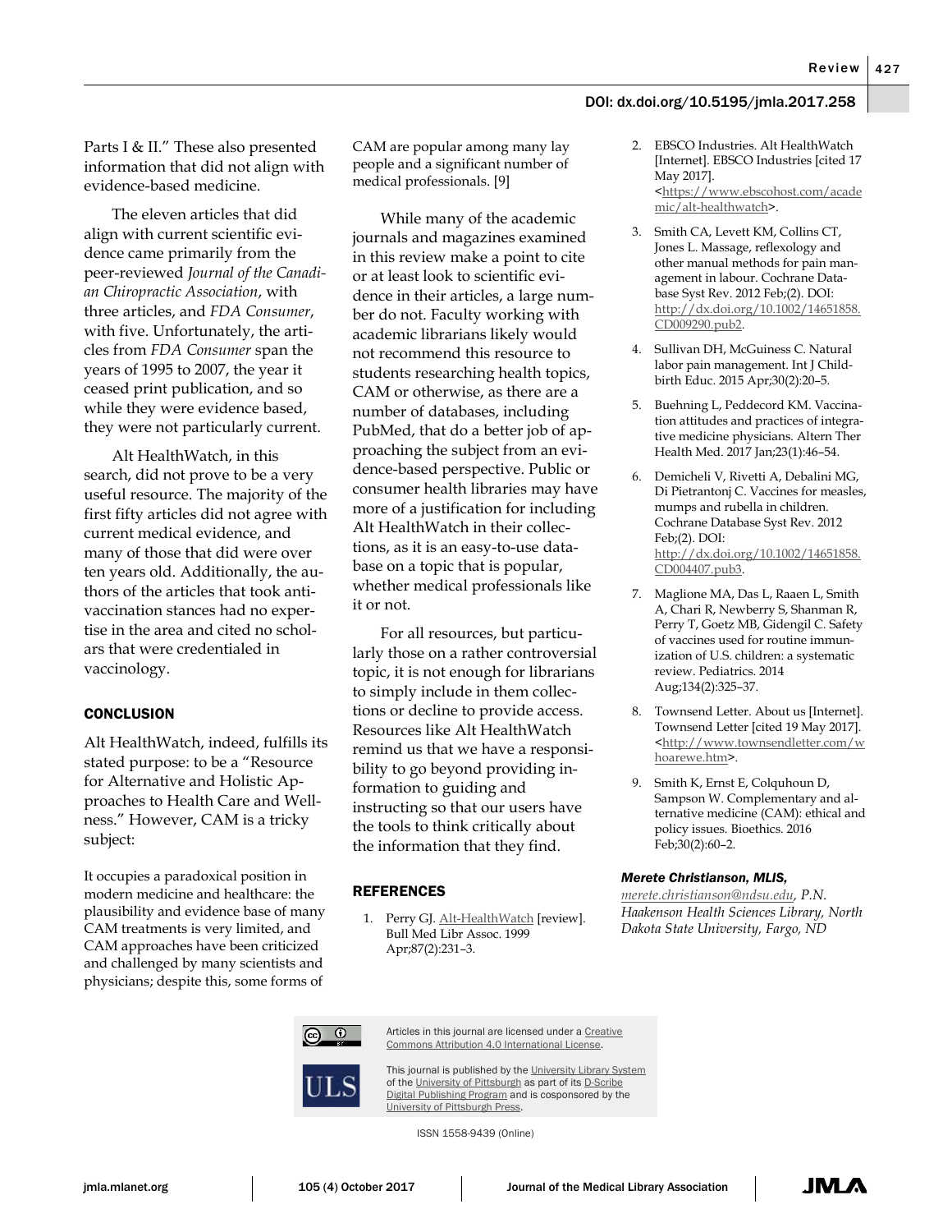Parts I & II." These also presented information that did not align with evidence-based medicine.

The eleven articles that did align with current scientific evidence came primarily from the peer-reviewed *Journal of the Canadian Chiropractic Association*, with three articles, and *FDA Consumer*, with five. Unfortunately, the articles from *FDA Consumer* span the years of 1995 to 2007, the year it ceased print publication, and so while they were evidence based, they were not particularly current.

Alt HealthWatch, in this search, did not prove to be a very useful resource. The majority of the first fifty articles did not agree with current medical evidence, and many of those that did were over ten years old. Additionally, the authors of the articles that took anti-vaccination stances had no expertise in the area and cited no scholars that were credentialed in vaccinology.

## CONCLUSION

Alt HealthWatch, indeed, fulfills its stated purpose: to be a "Resource for Alternative and Holistic Approaches to Health Care and Wellness." However, CAM is a tricky subject:

> It occupies a paradoxical position in modern medicine and healthcare: the plausibility and evidence base of many CAM treatments is very limited, and CAM approaches have been criticized and challenged by many scientists and physicians; despite this, some forms of CAM are popular among many lay people and a significant number of medical professionals. [9]

While many of the academic journals and magazines examined in this review make a point to cite or at least look to scientific evidence in their articles, a large number do not. Faculty working with academic librarians likely would not recommend this resource to students researching health topics, CAM or otherwise, as there are a number of databases, including PubMed, that do a better job of approaching the subject from an evidence-based perspective. Public or consumer health libraries may have more of a justification for including Alt HealthWatch in their collections, as it is an easy-to-use database on a topic that is popular, whether medical professionals like it or not.

For all resources, but particularly those on a rather controversial topic, it is not enough for librarians to simply include in them collections or decline to provide access. Resources like Alt HealthWatch remind us that we have a responsibility to go beyond providing information to guiding and instructing so that our users have the tools to think critically about the information that they find.

## REFERENCES

1. Perry GJ. Alt-HealthWatch [review]. Bull Med Libr Assoc. 1999 Apr;87(2):231–3.
2. EBSCO Industries. Alt HealthWatch [Internet]. EBSCO Industries [cited 17 May 2017]. <https://www.ebscohost.com/academic/alt-healthwatch>.
3. Smith CA, Levett KM, Collins CT, Jones L. Massage, reflexology and other manual methods for pain management in labour. Cochrane Database Syst Rev. 2012 Feb;(2). DOI: http://dx.doi.org/10.1002/14651858.CD009290.pub2.
4. Sullivan DH, McGuiness C. Natural labor pain management. Int J Childbirth Educ. 2015 Apr;30(2):20–5.
5. Buehning L, Peddecord KM. Vaccination attitudes and practices of integrative medicine physicians. Altern Ther Health Med. 2017 Jan;23(1):46–54.
6. Demicheli V, Rivetti A, Debalini MG, Di Pietrantonj C. Vaccines for measles, mumps and rubella in children. Cochrane Database Syst Rev. 2012 Feb;(2). DOI: http://dx.doi.org/10.1002/14651858.CD004407.pub3.
7. Maglione MA, Das L, Raaen L, Smith A, Chari R, Newberry S, Shanman R, Perry T, Goetz MB, Gidengil C. Safety of vaccines used for routine immunization of U.S. children: a systematic review. Pediatrics. 2014 Aug;134(2):325–37.
8. Townsend Letter. About us [Internet]. Townsend Letter [cited 19 May 2017]. <http://www.townsendletter.com/whoarewe.htm>.
9. Smith K, Ernst E, Colquhoun D, Sampson W. Complementary and alternative medicine (CAM): ethical and policy issues. Bioethics. 2016 Feb;30(2):60–2.

***Merete Christianson, MLIS,*** *merete.christianson@ndsu.edu, P.N. Haakenson Health Sciences Library, North Dakota State University, Fargo, ND*

Articles in this journal are licensed under a Creative Commons Attribution 4.0 International License.

This journal is published by the University Library System of the University of Pittsburgh as part of its D-Scribe Digital Publishing Program and is cosponsored by the University of Pittsburgh Press.

ISSN 1558-9439 (Online)